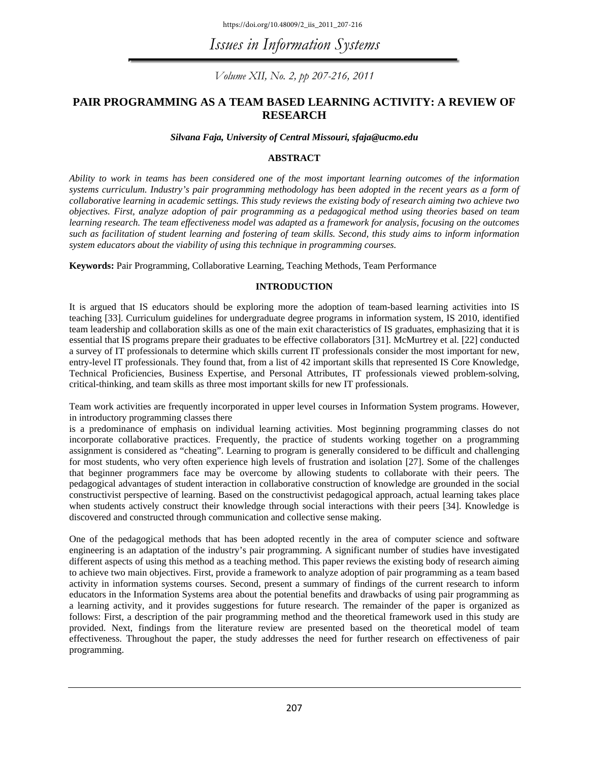# PAIR PROGRAMMING AS A TEAM BASED LEARNING ACTIVITY: A REVIEW OF RESEARCH

***Silvana Faja, University of Central Missouri, sfaja@ucmo.edu***

## ABSTRACT

*Ability to work in teams has been considered one of the most important learning outcomes of the information systems curriculum. Industry's pair programming methodology has been adopted in the recent years as a form of collaborative learning in academic settings. This study reviews the existing body of research aiming two achieve two objectives. First, analyze adoption of pair programming as a pedagogical method using theories based on team learning research. The team effectiveness model was adapted as a framework for analysis, focusing on the outcomes such as facilitation of student learning and fostering of team skills. Second, this study aims to inform information system educators about the viability of using this technique in programming courses.*

**Keywords:** Pair Programming, Collaborative Learning, Teaching Methods, Team Performance

## INTRODUCTION

It is argued that IS educators should be exploring more the adoption of team-based learning activities into IS teaching [33]. Curriculum guidelines for undergraduate degree programs in information system, IS 2010, identified team leadership and collaboration skills as one of the main exit characteristics of IS graduates, emphasizing that it is essential that IS programs prepare their graduates to be effective collaborators [31]. McMurtrey et al. [22] conducted a survey of IT professionals to determine which skills current IT professionals consider the most important for new, entry-level IT professionals. They found that, from a list of 42 important skills that represented IS Core Knowledge, Technical Proficiencies, Business Expertise, and Personal Attributes, IT professionals viewed problem-solving, critical-thinking, and team skills as three most important skills for new IT professionals.

Team work activities are frequently incorporated in upper level courses in Information System programs. However, in introductory programming classes there is a predominance of emphasis on individual learning activities. Most beginning programming classes do not incorporate collaborative practices. Frequently, the practice of students working together on a programming assignment is considered as "cheating". Learning to program is generally considered to be difficult and challenging for most students, who very often experience high levels of frustration and isolation [27]. Some of the challenges that beginner programmers face may be overcome by allowing students to collaborate with their peers. The pedagogical advantages of student interaction in collaborative construction of knowledge are grounded in the social constructivist perspective of learning. Based on the constructivist pedagogical approach, actual learning takes place when students actively construct their knowledge through social interactions with their peers [34]. Knowledge is discovered and constructed through communication and collective sense making.

One of the pedagogical methods that has been adopted recently in the area of computer science and software engineering is an adaptation of the industry's pair programming. A significant number of studies have investigated different aspects of using this method as a teaching method. This paper reviews the existing body of research aiming to achieve two main objectives. First, provide a framework to analyze adoption of pair programming as a team based activity in information systems courses. Second, present a summary of findings of the current research to inform educators in the Information Systems area about the potential benefits and drawbacks of using pair programming as a learning activity, and it provides suggestions for future research. The remainder of the paper is organized as follows: First, a description of the pair programming method and the theoretical framework used in this study are provided. Next, findings from the literature review are presented based on the theoretical model of team effectiveness. Throughout the paper, the study addresses the need for further research on effectiveness of pair programming.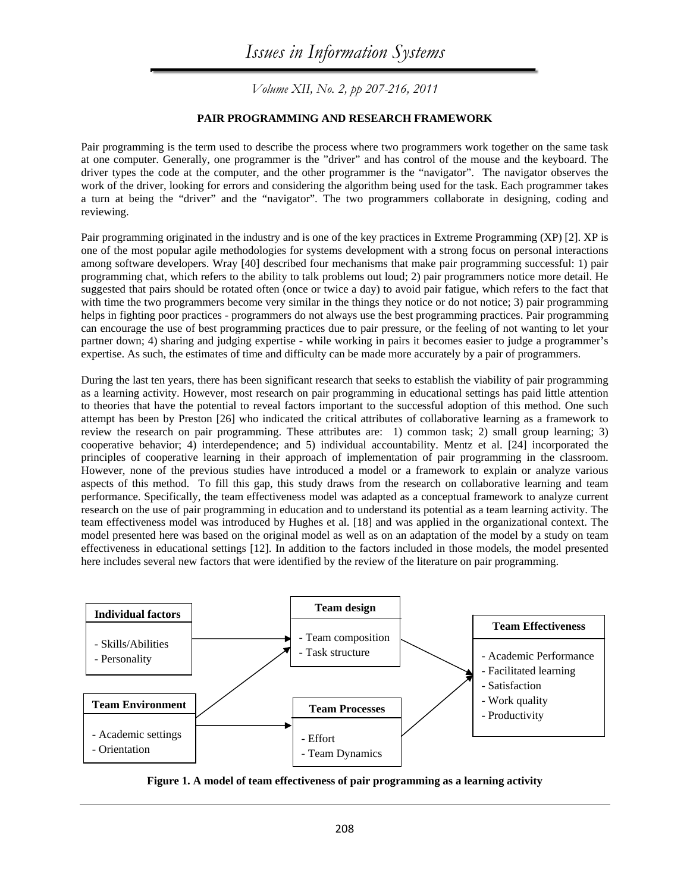## PAIR PROGRAMMING AND RESEARCH FRAMEWORK

Pair programming is the term used to describe the process where two programmers work together on the same task at one computer. Generally, one programmer is the "driver" and has control of the mouse and the keyboard. The driver types the code at the computer, and the other programmer is the "navigator". The navigator observes the work of the driver, looking for errors and considering the algorithm being used for the task. Each programmer takes a turn at being the "driver" and the "navigator". The two programmers collaborate in designing, coding and reviewing.

Pair programming originated in the industry and is one of the key practices in Extreme Programming (XP) [2]. XP is one of the most popular agile methodologies for systems development with a strong focus on personal interactions among software developers. Wray [40] described four mechanisms that make pair programming successful: 1) pair programming chat, which refers to the ability to talk problems out loud; 2) pair programmers notice more detail. He suggested that pairs should be rotated often (once or twice a day) to avoid pair fatigue, which refers to the fact that with time the two programmers become very similar in the things they notice or do not notice; 3) pair programming helps in fighting poor practices - programmers do not always use the best programming practices. Pair programming can encourage the use of best programming practices due to pair pressure, or the feeling of not wanting to let your partner down; 4) sharing and judging expertise - while working in pairs it becomes easier to judge a programmer's expertise. As such, the estimates of time and difficulty can be made more accurately by a pair of programmers.

During the last ten years, there has been significant research that seeks to establish the viability of pair programming as a learning activity. However, most research on pair programming in educational settings has paid little attention to theories that have the potential to reveal factors important to the successful adoption of this method. One such attempt has been by Preston [26] who indicated the critical attributes of collaborative learning as a framework to review the research on pair programming. These attributes are: 1) common task; 2) small group learning; 3) cooperative behavior; 4) interdependence; and 5) individual accountability. Mentz et al. [24] incorporated the principles of cooperative learning in their approach of implementation of pair programming in the classroom. However, none of the previous studies have introduced a model or a framework to explain or analyze various aspects of this method. To fill this gap, this study draws from the research on collaborative learning and team performance. Specifically, the team effectiveness model was adapted as a conceptual framework to analyze current research on the use of pair programming in education and to understand its potential as a team learning activity. The team effectiveness model was introduced by Hughes et al. [18] and was applied in the organizational context. The model presented here was based on the original model as well as on an adaptation of the model by a study on team effectiveness in educational settings [12]. In addition to the factors included in those models, the model presented here includes several new factors that were identified by the review of the literature on pair programming.

**Individual factors**
- Skills/Abilities
- Personality

**Team Environment**
- Academic settings
- Orientation

**Team design**
- Team composition
- Task structure

**Team Processes**
- Effort
- Team Dynamics

**Team Effectiveness**
- Academic Performance
- Facilitated learning
- Satisfaction
- Work quality
- Productivity

**Figure 1. A model of team effectiveness of pair programming as a learning activity**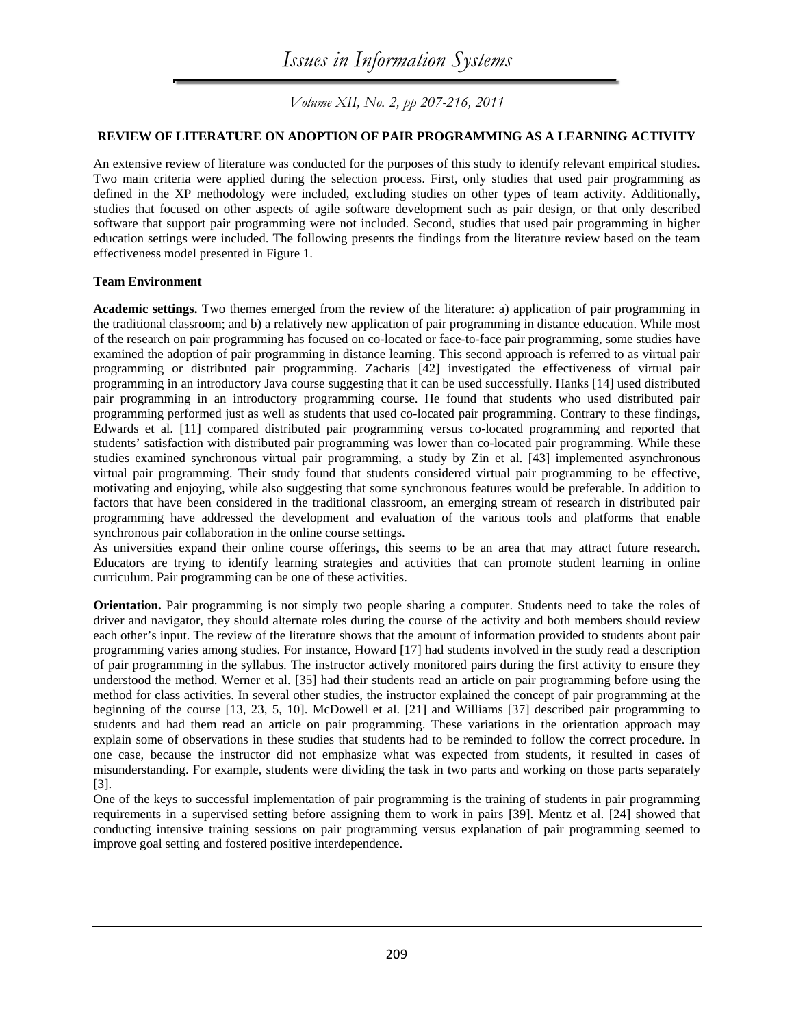## REVIEW OF LITERATURE ON ADOPTION OF PAIR PROGRAMMING AS A LEARNING ACTIVITY

An extensive review of literature was conducted for the purposes of this study to identify relevant empirical studies. Two main criteria were applied during the selection process. First, only studies that used pair programming as defined in the XP methodology were included, excluding studies on other types of team activity. Additionally, studies that focused on other aspects of agile software development such as pair design, or that only described software that support pair programming were not included. Second, studies that used pair programming in higher education settings were included. The following presents the findings from the literature review based on the team effectiveness model presented in Figure 1.

### Team Environment

**Academic settings.** Two themes emerged from the review of the literature: a) application of pair programming in the traditional classroom; and b) a relatively new application of pair programming in distance education. While most of the research on pair programming has focused on co-located or face-to-face pair programming, some studies have examined the adoption of pair programming in distance learning. This second approach is referred to as virtual pair programming or distributed pair programming. Zacharis [42] investigated the effectiveness of virtual pair programming in an introductory Java course suggesting that it can be used successfully. Hanks [14] used distributed pair programming in an introductory programming course. He found that students who used distributed pair programming performed just as well as students that used co-located pair programming. Contrary to these findings, Edwards et al. [11] compared distributed pair programming versus co-located programming and reported that students' satisfaction with distributed pair programming was lower than co-located pair programming. While these studies examined synchronous virtual pair programming, a study by Zin et al. [43] implemented asynchronous virtual pair programming. Their study found that students considered virtual pair programming to be effective, motivating and enjoying, while also suggesting that some synchronous features would be preferable. In addition to factors that have been considered in the traditional classroom, an emerging stream of research in distributed pair programming have addressed the development and evaluation of the various tools and platforms that enable synchronous pair collaboration in the online course settings.

As universities expand their online course offerings, this seems to be an area that may attract future research. Educators are trying to identify learning strategies and activities that can promote student learning in online curriculum. Pair programming can be one of these activities.

**Orientation.** Pair programming is not simply two people sharing a computer. Students need to take the roles of driver and navigator, they should alternate roles during the course of the activity and both members should review each other's input. The review of the literature shows that the amount of information provided to students about pair programming varies among studies. For instance, Howard [17] had students involved in the study read a description of pair programming in the syllabus. The instructor actively monitored pairs during the first activity to ensure they understood the method. Werner et al. [35] had their students read an article on pair programming before using the method for class activities. In several other studies, the instructor explained the concept of pair programming at the beginning of the course [13, 23, 5, 10]. McDowell et al. [21] and Williams [37] described pair programming to students and had them read an article on pair programming. These variations in the orientation approach may explain some of observations in these studies that students had to be reminded to follow the correct procedure. In one case, because the instructor did not emphasize what was expected from students, it resulted in cases of misunderstanding. For example, students were dividing the task in two parts and working on those parts separately [3].

One of the keys to successful implementation of pair programming is the training of students in pair programming requirements in a supervised setting before assigning them to work in pairs [39]. Mentz et al. [24] showed that conducting intensive training sessions on pair programming versus explanation of pair programming seemed to improve goal setting and fostered positive interdependence.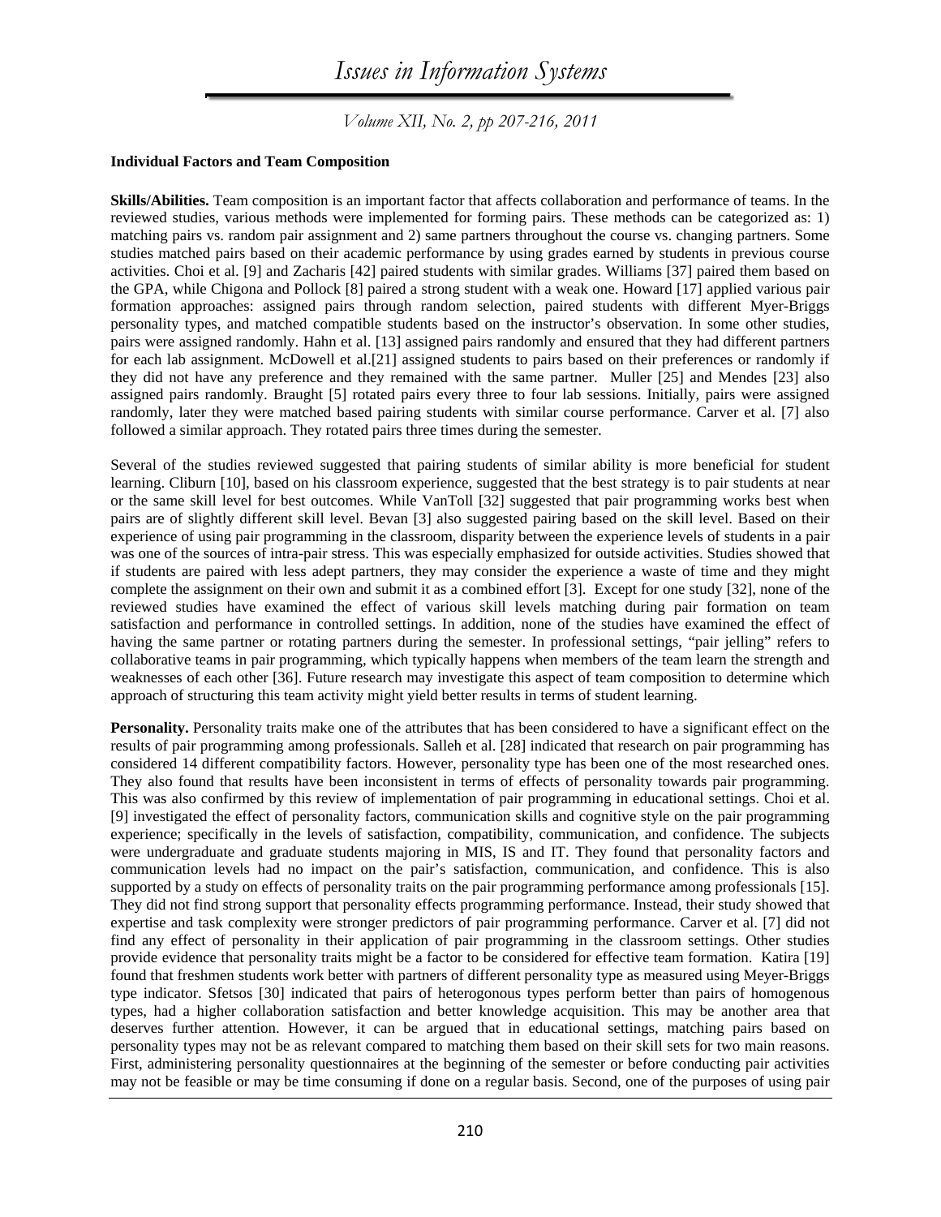**Individual Factors and Team Composition**

**Skills/Abilities.** Team composition is an important factor that affects collaboration and performance of teams. In the reviewed studies, various methods were implemented for forming pairs. These methods can be categorized as: 1) matching pairs vs. random pair assignment and 2) same partners throughout the course vs. changing partners. Some studies matched pairs based on their academic performance by using grades earned by students in previous course activities. Choi et al. [9] and Zacharis [42] paired students with similar grades. Williams [37] paired them based on the GPA, while Chigona and Pollock [8] paired a strong student with a weak one. Howard [17] applied various pair formation approaches: assigned pairs through random selection, paired students with different Myer-Briggs personality types, and matched compatible students based on the instructor's observation. In some other studies, pairs were assigned randomly. Hahn et al. [13] assigned pairs randomly and ensured that they had different partners for each lab assignment. McDowell et al.[21] assigned students to pairs based on their preferences or randomly if they did not have any preference and they remained with the same partner. Muller [25] and Mendes [23] also assigned pairs randomly. Braught [5] rotated pairs every three to four lab sessions. Initially, pairs were assigned randomly, later they were matched based pairing students with similar course performance. Carver et al. [7] also followed a similar approach. They rotated pairs three times during the semester.

Several of the studies reviewed suggested that pairing students of similar ability is more beneficial for student learning. Cliburn [10], based on his classroom experience, suggested that the best strategy is to pair students at near or the same skill level for best outcomes. While VanToll [32] suggested that pair programming works best when pairs are of slightly different skill level. Bevan [3] also suggested pairing based on the skill level. Based on their experience of using pair programming in the classroom, disparity between the experience levels of students in a pair was one of the sources of intra-pair stress. This was especially emphasized for outside activities. Studies showed that if students are paired with less adept partners, they may consider the experience a waste of time and they might complete the assignment on their own and submit it as a combined effort [3]. Except for one study [32], none of the reviewed studies have examined the effect of various skill levels matching during pair formation on team satisfaction and performance in controlled settings. In addition, none of the studies have examined the effect of having the same partner or rotating partners during the semester. In professional settings, "pair jelling" refers to collaborative teams in pair programming, which typically happens when members of the team learn the strength and weaknesses of each other [36]. Future research may investigate this aspect of team composition to determine which approach of structuring this team activity might yield better results in terms of student learning.

**Personality.** Personality traits make one of the attributes that has been considered to have a significant effect on the results of pair programming among professionals. Salleh et al. [28] indicated that research on pair programming has considered 14 different compatibility factors. However, personality type has been one of the most researched ones. They also found that results have been inconsistent in terms of effects of personality towards pair programming. This was also confirmed by this review of implementation of pair programming in educational settings. Choi et al. [9] investigated the effect of personality factors, communication skills and cognitive style on the pair programming experience; specifically in the levels of satisfaction, compatibility, communication, and confidence. The subjects were undergraduate and graduate students majoring in MIS, IS and IT. They found that personality factors and communication levels had no impact on the pair's satisfaction, communication, and confidence. This is also supported by a study on effects of personality traits on the pair programming performance among professionals [15]. They did not find strong support that personality effects programming performance. Instead, their study showed that expertise and task complexity were stronger predictors of pair programming performance. Carver et al. [7] did not find any effect of personality in their application of pair programming in the classroom settings. Other studies provide evidence that personality traits might be a factor to be considered for effective team formation. Katira [19] found that freshmen students work better with partners of different personality type as measured using Meyer-Briggs type indicator. Sfetsos [30] indicated that pairs of heterogonous types perform better than pairs of homogenous types, had a higher collaboration satisfaction and better knowledge acquisition. This may be another area that deserves further attention. However, it can be argued that in educational settings, matching pairs based on personality types may not be as relevant compared to matching them based on their skill sets for two main reasons. First, administering personality questionnaires at the beginning of the semester or before conducting pair activities may not be feasible or may be time consuming if done on a regular basis. Second, one of the purposes of using pair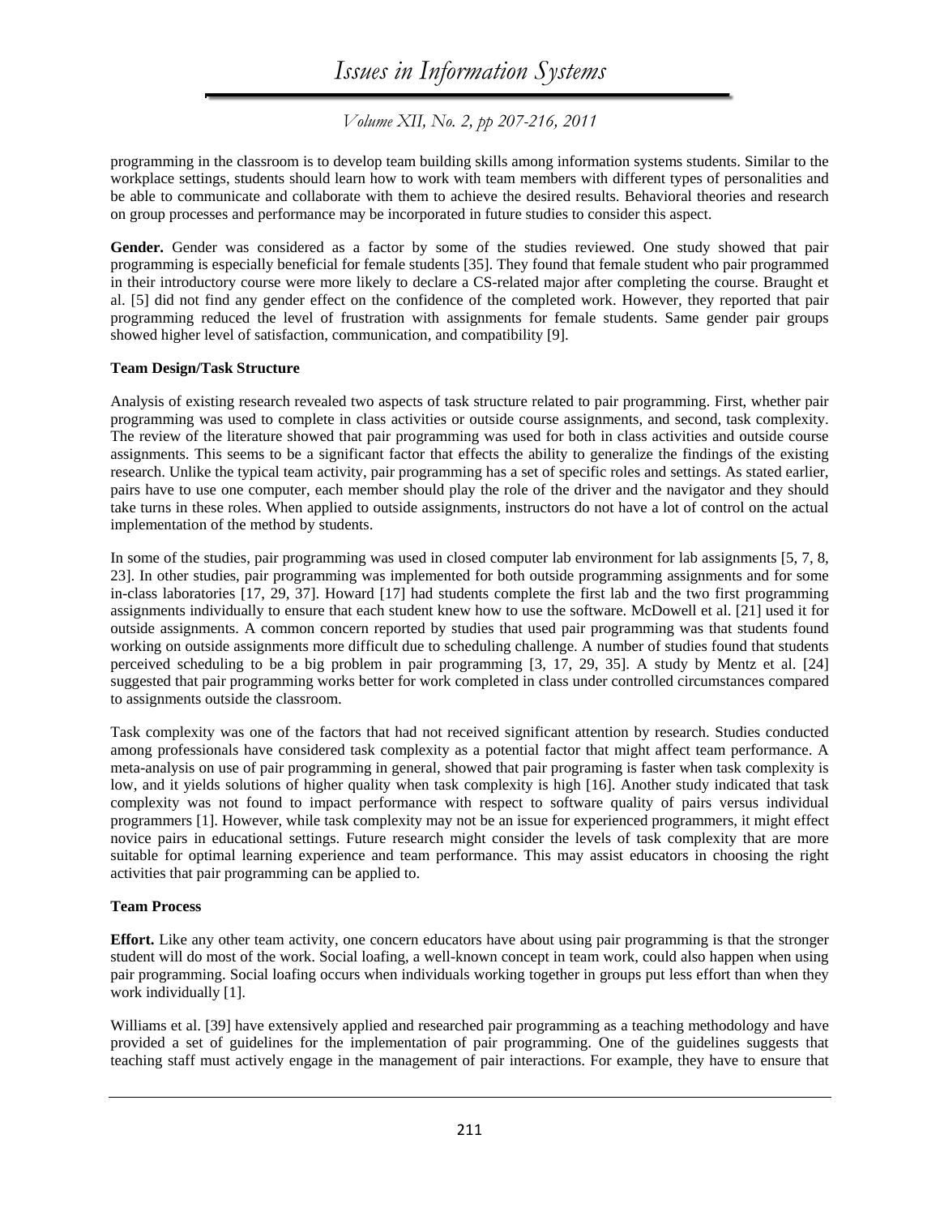programming in the classroom is to develop team building skills among information systems students. Similar to the workplace settings, students should learn how to work with team members with different types of personalities and be able to communicate and collaborate with them to achieve the desired results. Behavioral theories and research on group processes and performance may be incorporated in future studies to consider this aspect.

**Gender.** Gender was considered as a factor by some of the studies reviewed. One study showed that pair programming is especially beneficial for female students [35]. They found that female student who pair programmed in their introductory course were more likely to declare a CS-related major after completing the course. Braught et al. [5] did not find any gender effect on the confidence of the completed work. However, they reported that pair programming reduced the level of frustration with assignments for female students. Same gender pair groups showed higher level of satisfaction, communication, and compatibility [9].

### Team Design/Task Structure

Analysis of existing research revealed two aspects of task structure related to pair programming. First, whether pair programming was used to complete in class activities or outside course assignments, and second, task complexity. The review of the literature showed that pair programming was used for both in class activities and outside course assignments. This seems to be a significant factor that effects the ability to generalize the findings of the existing research. Unlike the typical team activity, pair programming has a set of specific roles and settings. As stated earlier, pairs have to use one computer, each member should play the role of the driver and the navigator and they should take turns in these roles. When applied to outside assignments, instructors do not have a lot of control on the actual implementation of the method by students.

In some of the studies, pair programming was used in closed computer lab environment for lab assignments [5, 7, 8, 23]. In other studies, pair programming was implemented for both outside programming assignments and for some in-class laboratories [17, 29, 37]. Howard [17] had students complete the first lab and the two first programming assignments individually to ensure that each student knew how to use the software. McDowell et al. [21] used it for outside assignments. A common concern reported by studies that used pair programming was that students found working on outside assignments more difficult due to scheduling challenge. A number of studies found that students perceived scheduling to be a big problem in pair programming [3, 17, 29, 35]. A study by Mentz et al. [24] suggested that pair programming works better for work completed in class under controlled circumstances compared to assignments outside the classroom.

Task complexity was one of the factors that had not received significant attention by research. Studies conducted among professionals have considered task complexity as a potential factor that might affect team performance. A meta-analysis on use of pair programming in general, showed that pair programing is faster when task complexity is low, and it yields solutions of higher quality when task complexity is high [16]. Another study indicated that task complexity was not found to impact performance with respect to software quality of pairs versus individual programmers [1]. However, while task complexity may not be an issue for experienced programmers, it might effect novice pairs in educational settings. Future research might consider the levels of task complexity that are more suitable for optimal learning experience and team performance. This may assist educators in choosing the right activities that pair programming can be applied to.

### Team Process

**Effort.** Like any other team activity, one concern educators have about using pair programming is that the stronger student will do most of the work. Social loafing, a well-known concept in team work, could also happen when using pair programming. Social loafing occurs when individuals working together in groups put less effort than when they work individually [1].

Williams et al. [39] have extensively applied and researched pair programming as a teaching methodology and have provided a set of guidelines for the implementation of pair programming. One of the guidelines suggests that teaching staff must actively engage in the management of pair interactions. For example, they have to ensure that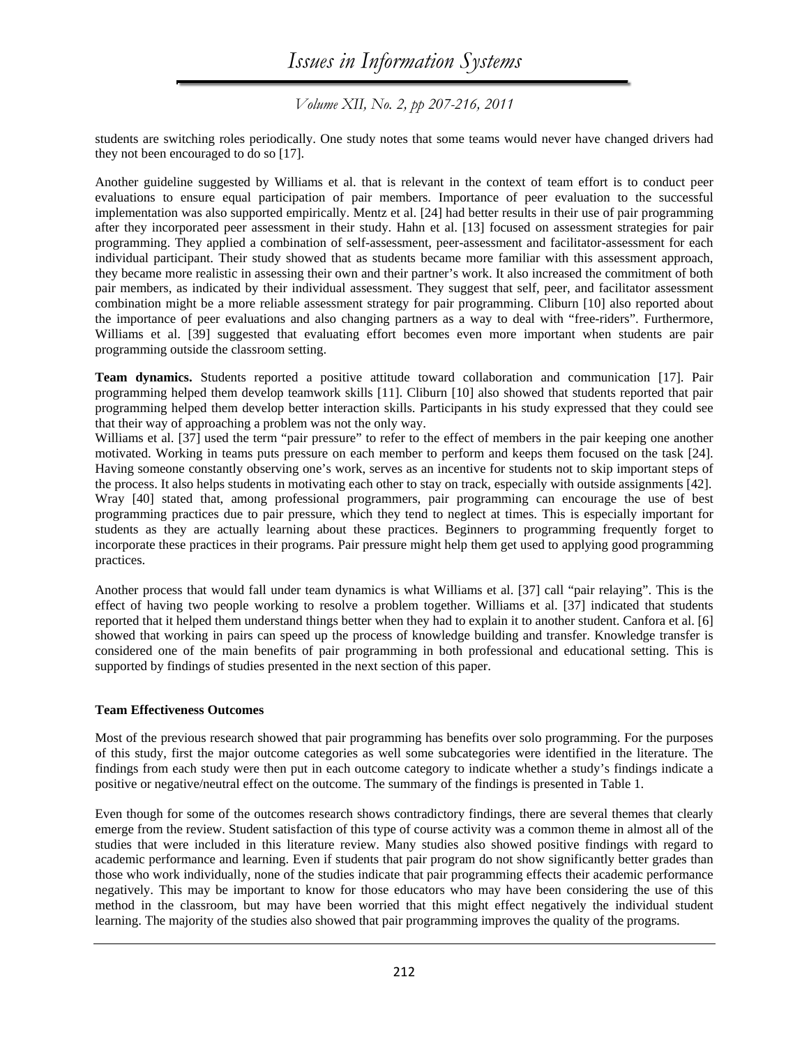students are switching roles periodically. One study notes that some teams would never have changed drivers had they not been encouraged to do so [17].

Another guideline suggested by Williams et al. that is relevant in the context of team effort is to conduct peer evaluations to ensure equal participation of pair members. Importance of peer evaluation to the successful implementation was also supported empirically. Mentz et al. [24] had better results in their use of pair programming after they incorporated peer assessment in their study. Hahn et al. [13] focused on assessment strategies for pair programming. They applied a combination of self-assessment, peer-assessment and facilitator-assessment for each individual participant. Their study showed that as students became more familiar with this assessment approach, they became more realistic in assessing their own and their partner's work. It also increased the commitment of both pair members, as indicated by their individual assessment. They suggest that self, peer, and facilitator assessment combination might be a more reliable assessment strategy for pair programming. Cliburn [10] also reported about the importance of peer evaluations and also changing partners as a way to deal with "free-riders". Furthermore, Williams et al. [39] suggested that evaluating effort becomes even more important when students are pair programming outside the classroom setting.

**Team dynamics.** Students reported a positive attitude toward collaboration and communication [17]. Pair programming helped them develop teamwork skills [11]. Cliburn [10] also showed that students reported that pair programming helped them develop better interaction skills. Participants in his study expressed that they could see that their way of approaching a problem was not the only way.

Williams et al. [37] used the term "pair pressure" to refer to the effect of members in the pair keeping one another motivated. Working in teams puts pressure on each member to perform and keeps them focused on the task [24]. Having someone constantly observing one's work, serves as an incentive for students not to skip important steps of the process. It also helps students in motivating each other to stay on track, especially with outside assignments [42]. Wray [40] stated that, among professional programmers, pair programming can encourage the use of best programming practices due to pair pressure, which they tend to neglect at times. This is especially important for students as they are actually learning about these practices. Beginners to programming frequently forget to incorporate these practices in their programs. Pair pressure might help them get used to applying good programming practices.

Another process that would fall under team dynamics is what Williams et al. [37] call "pair relaying". This is the effect of having two people working to resolve a problem together. Williams et al. [37] indicated that students reported that it helped them understand things better when they had to explain it to another student. Canfora et al. [6] showed that working in pairs can speed up the process of knowledge building and transfer. Knowledge transfer is considered one of the main benefits of pair programming in both professional and educational setting. This is supported by findings of studies presented in the next section of this paper.

### Team Effectiveness Outcomes

Most of the previous research showed that pair programming has benefits over solo programming. For the purposes of this study, first the major outcome categories as well some subcategories were identified in the literature. The findings from each study were then put in each outcome category to indicate whether a study's findings indicate a positive or negative/neutral effect on the outcome. The summary of the findings is presented in Table 1.

Even though for some of the outcomes research shows contradictory findings, there are several themes that clearly emerge from the review. Student satisfaction of this type of course activity was a common theme in almost all of the studies that were included in this literature review. Many studies also showed positive findings with regard to academic performance and learning. Even if students that pair program do not show significantly better grades than those who work individually, none of the studies indicate that pair programming effects their academic performance negatively. This may be important to know for those educators who may have been considering the use of this method in the classroom, but may have been worried that this might effect negatively the individual student learning. The majority of the studies also showed that pair programming improves the quality of the programs.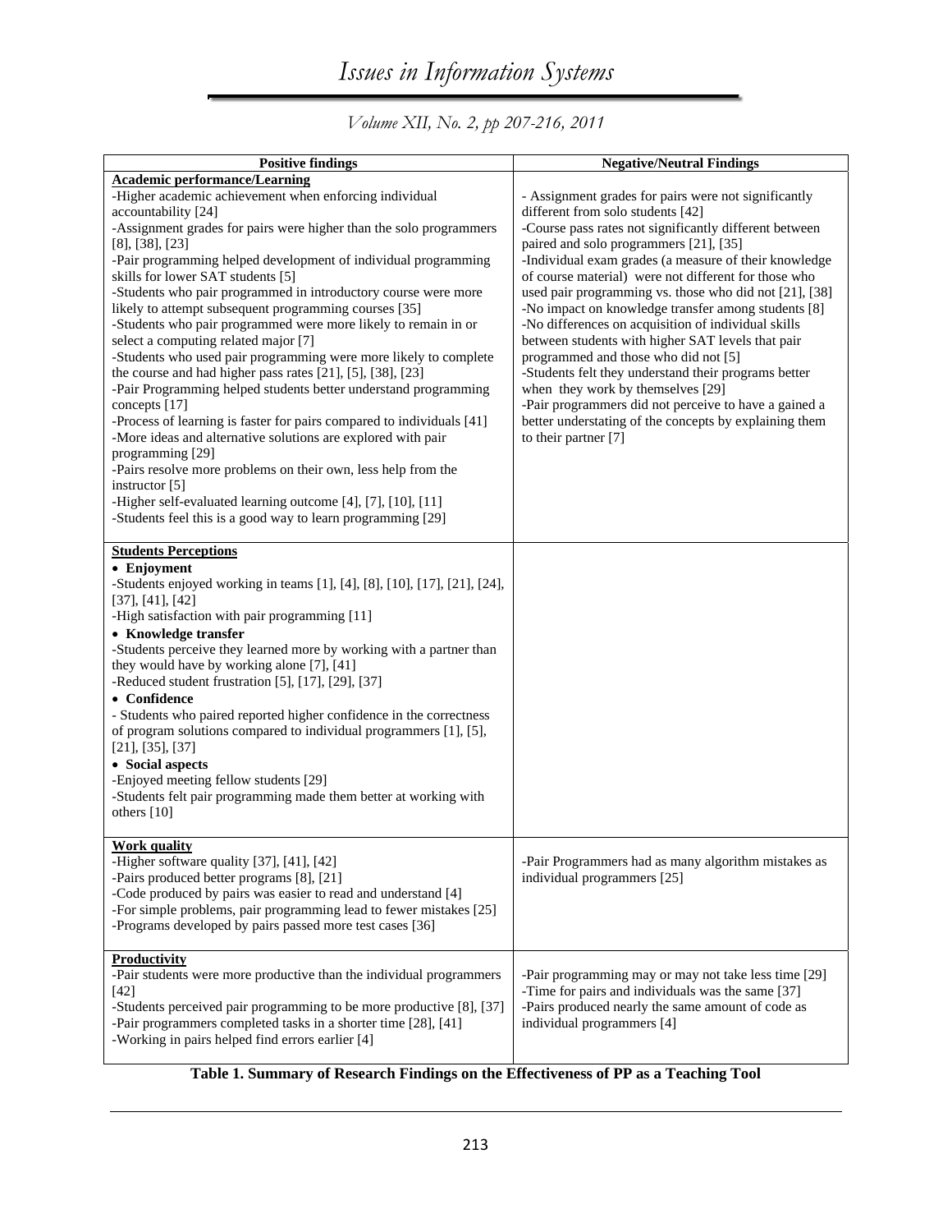| Positive findings | Negative/Neutral Findings |
|---|---|
| **Academic performance/Learning**<br>-Higher academic achievement when enforcing individual accountability [24]<br>-Assignment grades for pairs were higher than the solo programmers [8], [38], [23]<br>-Pair programming helped development of individual programming skills for lower SAT students [5]<br>-Students who pair programmed in introductory course were more likely to attempt subsequent programming courses [35]<br>-Students who pair programmed were more likely to remain in or select a computing related major [7]<br>-Students who used pair programming were more likely to complete the course and had higher pass rates [21], [5], [38], [23]<br>-Pair Programming helped students better understand programming concepts [17]<br>-Process of learning is faster for pairs compared to individuals [41]<br>-More ideas and alternative solutions are explored with pair programming [29]<br>-Pairs resolve more problems on their own, less help from the instructor [5]<br>-Higher self-evaluated learning outcome [4], [7], [10], [11]<br>-Students feel this is a good way to learn programming [29] | - Assignment grades for pairs were not significantly different from solo students [42]<br>-Course pass rates not significantly different between paired and solo programmers [21], [35]<br>-Individual exam grades (a measure of their knowledge of course material) were not different for those who used pair programming vs. those who did not [21], [38]<br>-No impact on knowledge transfer among students [8]<br>-No differences on acquisition of individual skills between students with higher SAT levels that pair programmed and those who did not [5]<br>-Students felt they understand their programs better when they work by themselves [29]<br>-Pair programmers did not perceive to have a gained a better understating of the concepts by explaining them to their partner [7] |
| **Students Perceptions**<br>• **Enjoyment**<br>-Students enjoyed working in teams [1], [4], [8], [10], [17], [21], [24], [37], [41], [42]<br>-High satisfaction with pair programming [11]<br>• **Knowledge transfer**<br>-Students perceive they learned more by working with a partner than they would have by working alone [7], [41]<br>-Reduced student frustration [5], [17], [29], [37]<br>• **Confidence**<br>- Students who paired reported higher confidence in the correctness of program solutions compared to individual programmers [1], [5], [21], [35], [37]<br>• **Social aspects**<br>-Enjoyed meeting fellow students [29]<br>-Students felt pair programming made them better at working with others [10] | |
| **Work quality**<br>-Higher software quality [37], [41], [42]<br>-Pairs produced better programs [8], [21]<br>-Code produced by pairs was easier to read and understand [4]<br>-For simple problems, pair programming lead to fewer mistakes [25]<br>-Programs developed by pairs passed more test cases [36] | -Pair Programmers had as many algorithm mistakes as individual programmers [25] |
| **Productivity**<br>-Pair students were more productive than the individual programmers [42]<br>-Students perceived pair programming to be more productive [8], [37]<br>-Pair programmers completed tasks in a shorter time [28], [41]<br>-Working in pairs helped find errors earlier [4] | -Pair programming may or may not take less time [29]<br>-Time for pairs and individuals was the same [37]<br>-Pairs produced nearly the same amount of code as individual programmers [4] |

**Table 1. Summary of Research Findings on the Effectiveness of PP as a Teaching Tool**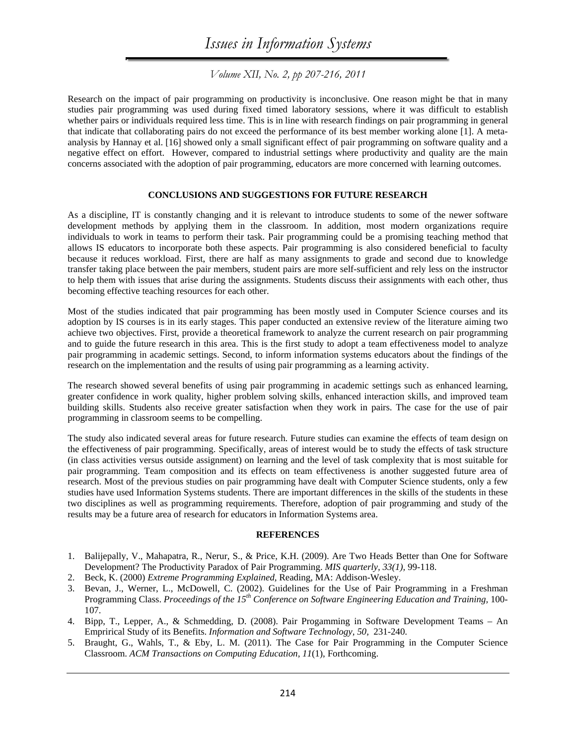Research on the impact of pair programming on productivity is inconclusive. One reason might be that in many studies pair programming was used during fixed timed laboratory sessions, where it was difficult to establish whether pairs or individuals required less time. This is in line with research findings on pair programming in general that indicate that collaborating pairs do not exceed the performance of its best member working alone [1]. A meta-analysis by Hannay et al. [16] showed only a small significant effect of pair programming on software quality and a negative effect on effort. However, compared to industrial settings where productivity and quality are the main concerns associated with the adoption of pair programming, educators are more concerned with learning outcomes.

## CONCLUSIONS AND SUGGESTIONS FOR FUTURE RESEARCH

As a discipline, IT is constantly changing and it is relevant to introduce students to some of the newer software development methods by applying them in the classroom. In addition, most modern organizations require individuals to work in teams to perform their task. Pair programming could be a promising teaching method that allows IS educators to incorporate both these aspects. Pair programming is also considered beneficial to faculty because it reduces workload. First, there are half as many assignments to grade and second due to knowledge transfer taking place between the pair members, student pairs are more self-sufficient and rely less on the instructor to help them with issues that arise during the assignments. Students discuss their assignments with each other, thus becoming effective teaching resources for each other.

Most of the studies indicated that pair programming has been mostly used in Computer Science courses and its adoption by IS courses is in its early stages. This paper conducted an extensive review of the literature aiming two achieve two objectives. First, provide a theoretical framework to analyze the current research on pair programming and to guide the future research in this area. This is the first study to adopt a team effectiveness model to analyze pair programming in academic settings. Second, to inform information systems educators about the findings of the research on the implementation and the results of using pair programming as a learning activity.

The research showed several benefits of using pair programming in academic settings such as enhanced learning, greater confidence in work quality, higher problem solving skills, enhanced interaction skills, and improved team building skills. Students also receive greater satisfaction when they work in pairs. The case for the use of pair programming in classroom seems to be compelling.

The study also indicated several areas for future research. Future studies can examine the effects of team design on the effectiveness of pair programming. Specifically, areas of interest would be to study the effects of task structure (in class activities versus outside assignment) on learning and the level of task complexity that is most suitable for pair programming. Team composition and its effects on team effectiveness is another suggested future area of research. Most of the previous studies on pair programming have dealt with Computer Science students, only a few studies have used Information Systems students. There are important differences in the skills of the students in these two disciplines as well as programming requirements. Therefore, adoption of pair programming and study of the results may be a future area of research for educators in Information Systems area.

## REFERENCES

1. Balijepally, V., Mahapatra, R., Nerur, S., & Price, K.H. (2009). Are Two Heads Better than One for Software Development? The Productivity Paradox of Pair Programming. *MIS quarterly, 33(1),* 99-118.
2. Beck, K. (2000) *Extreme Programming Explained,* Reading, MA: Addison-Wesley.
3. Bevan, J., Werner, L., McDowell, C. (2002). Guidelines for the Use of Pair Programming in a Freshman Programming Class. *Proceedings of the 15th Conference on Software Engineering Education and Training,* 100-107.
4. Bipp, T., Lepper, A., & Schmedding, D. (2008). Pair Progamming in Software Development Teams – An Emprirical Study of its Benefits. *Information and Software Technology, 50,* 231-240.
5. Braught, G., Wahls, T., & Eby, L. M. (2011). The Case for Pair Programming in the Computer Science Classroom. *ACM Transactions on Computing Education, 11*(1), Forthcoming.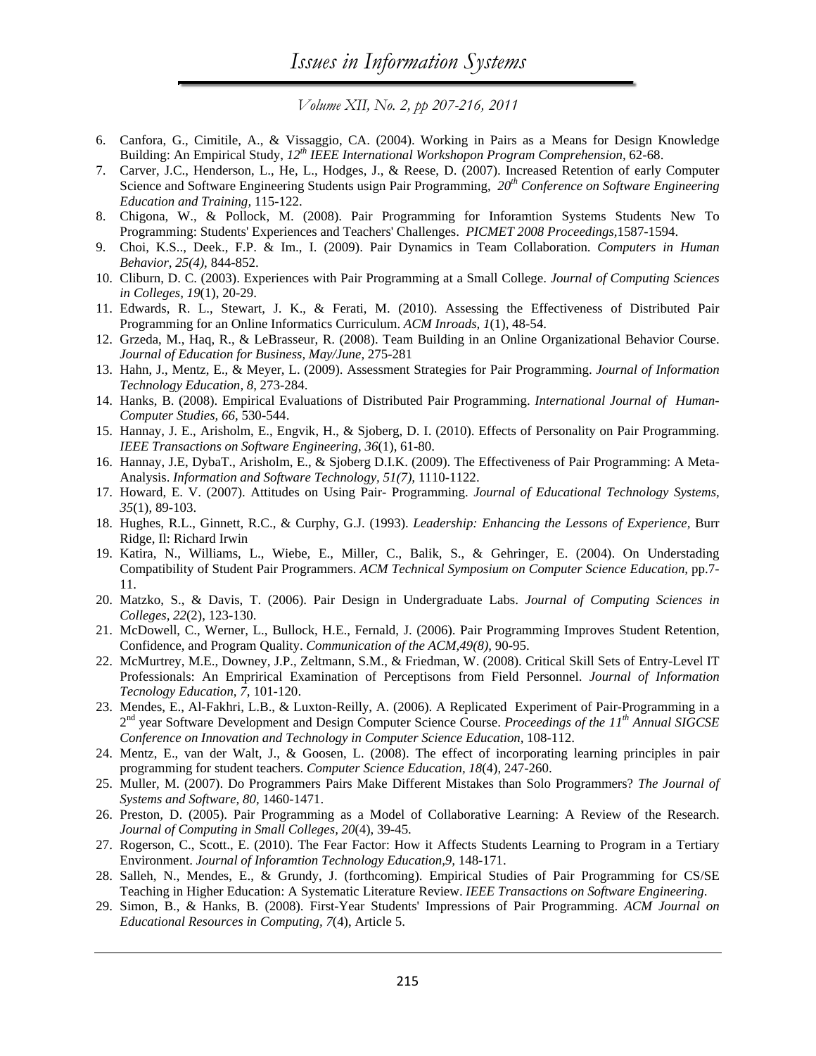6. Canfora, G., Cimitile, A., & Vissaggio, CA. (2004). Working in Pairs as a Means for Design Knowledge Building: An Empirical Study, *12th IEEE International Workshopon Program Comprehension*, 62-68.
7. Carver, J.C., Henderson, L., He, L., Hodges, J., & Reese, D. (2007). Increased Retention of early Computer Science and Software Engineering Students usign Pair Programming, *20th Conference on Software Engineering Education and Training*, 115-122.
8. Chigona, W., & Pollock, M. (2008). Pair Programming for Inforamtion Systems Students New To Programming: Students' Experiences and Teachers' Challenges. *PICMET 2008 Proceedings*,1587-1594.
9. Choi, K.S.., Deek., F.P. & Im., I. (2009). Pair Dynamics in Team Collaboration. *Computers in Human Behavior, 25(4)*, 844-852.
10. Cliburn, D. C. (2003). Experiences with Pair Programming at a Small College. *Journal of Computing Sciences in Colleges, 19*(1), 20-29.
11. Edwards, R. L., Stewart, J. K., & Ferati, M. (2010). Assessing the Effectiveness of Distributed Pair Programming for an Online Informatics Curriculum. *ACM Inroads, 1*(1), 48-54.
12. Grzeda, M., Haq, R., & LeBrasseur, R. (2008). Team Building in an Online Organizational Behavior Course. *Journal of Education for Business, May/June*, 275-281
13. Hahn, J., Mentz, E., & Meyer, L. (2009). Assessment Strategies for Pair Programming. *Journal of Information Technology Education, 8*, 273-284.
14. Hanks, B. (2008). Empirical Evaluations of Distributed Pair Programming. *International Journal of Human-Computer Studies, 66*, 530-544.
15. Hannay, J. E., Arisholm, E., Engvik, H., & Sjoberg, D. I. (2010). Effects of Personality on Pair Programming. *IEEE Transactions on Software Engineering, 36*(1), 61-80.
16. Hannay, J.E, DybaT., Arisholm, E., & Sjoberg D.I.K. (2009). The Effectiveness of Pair Programming: A Meta-Analysis. *Information and Software Technology, 51(7)*, 1110-1122.
17. Howard, E. V. (2007). Attitudes on Using Pair- Programming. *Journal of Educational Technology Systems, 35*(1), 89-103.
18. Hughes, R.L., Ginnett, R.C., & Curphy, G.J. (1993). *Leadership: Enhancing the Lessons of Experience*, Burr Ridge, Il: Richard Irwin
19. Katira, N., Williams, L., Wiebe, E., Miller, C., Balik, S., & Gehringer, E. (2004). On Understading Compatibility of Student Pair Programmers. *ACM Technical Symposium on Computer Science Education*, pp.7-11.
20. Matzko, S., & Davis, T. (2006). Pair Design in Undergraduate Labs. *Journal of Computing Sciences in Colleges, 22*(2), 123-130.
21. McDowell, C., Werner, L., Bullock, H.E., Fernald, J. (2006). Pair Programming Improves Student Retention, Confidence, and Program Quality. *Communication of the ACM,49(8)*, 90-95.
22. McMurtrey, M.E., Downey, J.P., Zeltmann, S.M., & Friedman, W. (2008). Critical Skill Sets of Entry-Level IT Professionals: An Emprirical Examination of Perceptisons from Field Personnel. *Journal of Information Tecnology Education, 7*, 101-120.
23. Mendes, E., Al-Fakhri, L.B., & Luxton-Reilly, A. (2006). A Replicated Experiment of Pair-Programming in a 2nd year Software Development and Design Computer Science Course. *Proceedings of the 11th Annual SIGCSE Conference on Innovation and Technology in Computer Science Education*, 108-112.
24. Mentz, E., van der Walt, J., & Goosen, L. (2008). The effect of incorporating learning principles in pair programming for student teachers. *Computer Science Education, 18*(4), 247-260.
25. Muller, M. (2007). Do Programmers Pairs Make Different Mistakes than Solo Programmers? *The Journal of Systems and Software, 80*, 1460-1471.
26. Preston, D. (2005). Pair Programming as a Model of Collaborative Learning: A Review of the Research. *Journal of Computing in Small Colleges, 20*(4), 39-45.
27. Rogerson, C., Scott., E. (2010). The Fear Factor: How it Affects Students Learning to Program in a Tertiary Environment. *Journal of Inforamtion Technology Education,9*, 148-171.
28. Salleh, N., Mendes, E., & Grundy, J. (forthcoming). Empirical Studies of Pair Programming for CS/SE Teaching in Higher Education: A Systematic Literature Review. *IEEE Transactions on Software Engineering*.
29. Simon, B., & Hanks, B. (2008). First-Year Students' Impressions of Pair Programming. *ACM Journal on Educational Resources in Computing, 7*(4), Article 5.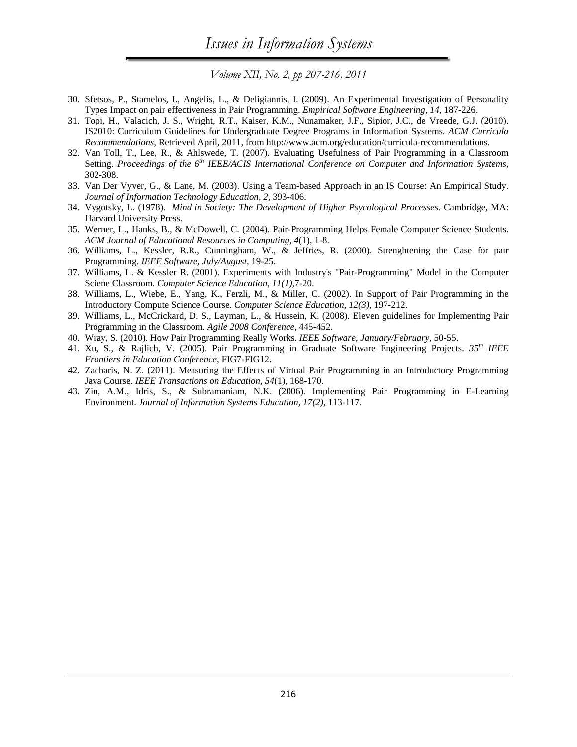30. Sfetsos, P., Stamelos, I., Angelis, L., & Deligiannis, I. (2009). An Experimental Investigation of Personality Types Impact on pair effectiveness in Pair Programming. *Empirical Software Engineering, 14*, 187-226.
31. Topi, H., Valacich, J. S., Wright, R.T., Kaiser, K.M., Nunamaker, J.F., Sipior, J.C., de Vreede, G.J. (2010). IS2010: Curriculum Guidelines for Undergraduate Degree Programs in Information Systems. *ACM Curricula Recommendations*, Retrieved April, 2011, from http://www.acm.org/education/curricula-recommendations.
32. Van Toll, T., Lee, R., & Ahlswede, T. (2007). Evaluating Usefulness of Pair Programming in a Classroom Setting. *Proceedings of the 6th IEEE/ACIS International Conference on Computer and Information Systems*, 302-308.
33. Van Der Vyver, G., & Lane, M. (2003). Using a Team-based Approach in an IS Course: An Empirical Study. *Journal of Information Technology Education, 2*, 393-406.
34. Vygotsky, L. (1978). *Mind in Society: The Development of Higher Psycological Processes.* Cambridge, MA: Harvard University Press.
35. Werner, L., Hanks, B., & McDowell, C. (2004). Pair-Programming Helps Female Computer Science Students. *ACM Journal of Educational Resources in Computing, 4*(1), 1-8.
36. Williams, L., Kessler, R.R., Cunningham, W., & Jeffries, R. (2000). Strenghtening the Case for pair Programming. *IEEE Software, July/August*, 19-25.
37. Williams, L. & Kessler R. (2001). Experiments with Industry's "Pair-Programming" Model in the Computer Sciene Classroom. *Computer Science Education, 11(1)*,7-20.
38. Williams, L., Wiebe, E., Yang, K., Ferzli, M., & Miller, C. (2002). In Support of Pair Programming in the Introductory Compute Science Course. *Computer Science Education, 12(3)*, 197-212.
39. Williams, L., McCrickard, D. S., Layman, L., & Hussein, K. (2008). Eleven guidelines for Implementing Pair Programming in the Classroom. *Agile 2008 Conference*, 445-452.
40. Wray, S. (2010). How Pair Programming Really Works. *IEEE Software, January/February*, 50-55.
41. Xu, S., & Rajlich, V. (2005). Pair Programming in Graduate Software Engineering Projects. *35th IEEE Frontiers in Education Conference*, FIG7-FIG12.
42. Zacharis, N. Z. (2011). Measuring the Effects of Virtual Pair Programming in an Introductory Programming Java Course. *IEEE Transactions on Education, 54*(1), 168-170.
43. Zin, A.M., Idris, S., & Subramaniam, N.K. (2006). Implementing Pair Programming in E-Learning Environment. *Journal of Information Systems Education, 17(2)*, 113-117.